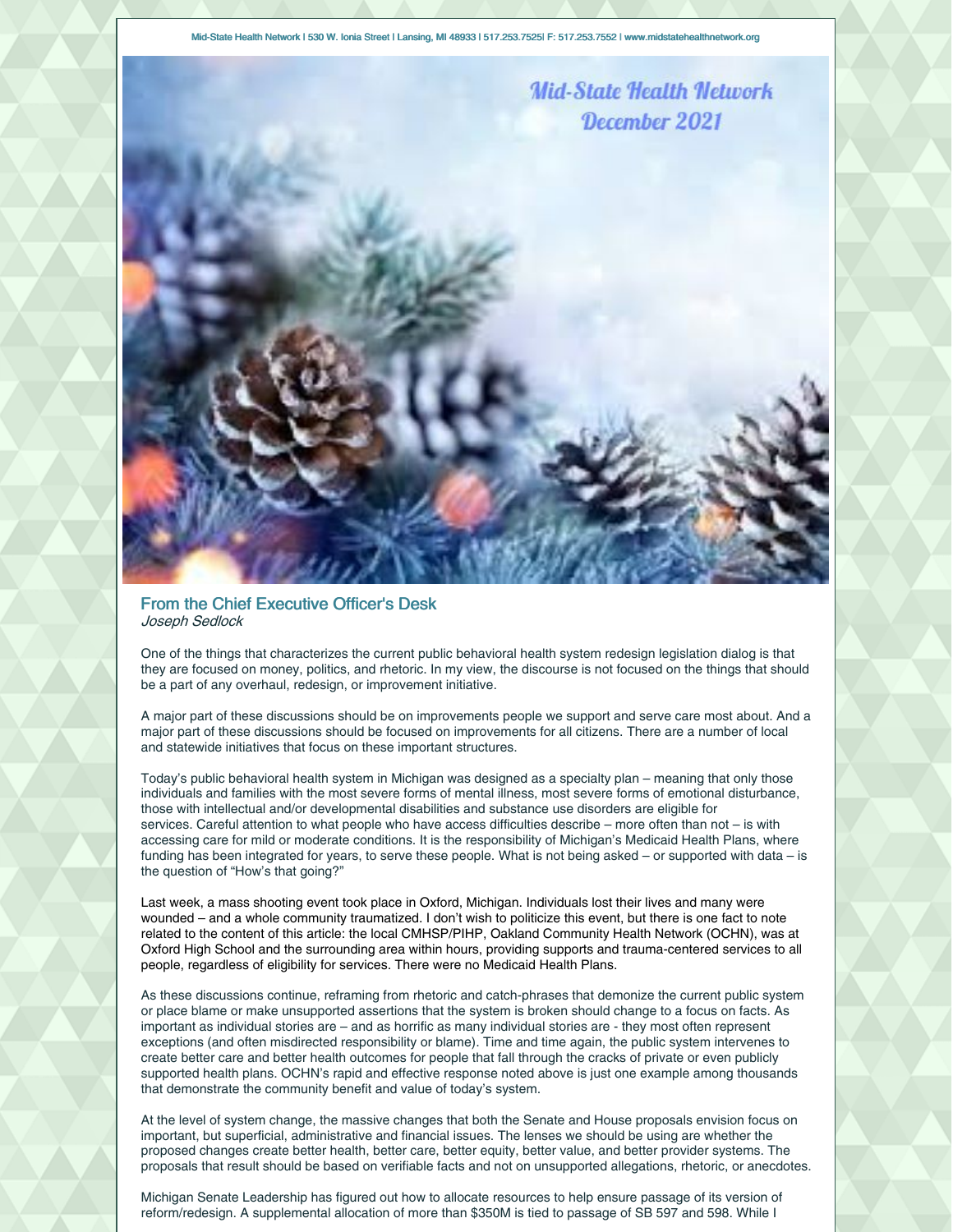Mid-State Health Network | 530 W. Ionia Street | Lansing, MI 48933 | 517.253.7525| F: 517.253.7552 | www.midstatehealthnetwork.org

# Mid-State Health Network December 2021

## From the Chief Executive Officer's Desk

*Joseph Sedlock*

One of the things that characterizes the current public behavioral health system redesign legislation dialog is that they are focused on money, politics, and rhetoric. In my view, the discourse is not focused on the things that should be a part of any overhaul, redesign, or improvement initiative.

A major part of these discussions should be on improvements people we support and serve care most about. And a major part of these discussions should be focused on improvements for all citizens. There are a number of local and statewide initiatives that focus on these important structures.

Today's public behavioral health system in Michigan was designed as a specialty plan – meaning that only those individuals and families with the most severe forms of mental illness, most severe forms of emotional disturbance, those with intellectual and/or developmental disabilities and substance use disorders are eligible for services. Careful attention to what people who have access difficulties describe – more often than not – is with accessing care for mild or moderate conditions. It is the responsibility of Michigan's Medicaid Health Plans, where funding has been integrated for years, to serve these people. What is not being asked – or supported with data – is the question of "How's that going?"

Last week, a mass shooting event took place in Oxford, Michigan. Individuals lost their lives and many were wounded – and a whole community traumatized. I don't wish to politicize this event, but there is one fact to note related to the content of this article: the local CMHSP/PIHP, Oakland Community Health Network (OCHN), was at Oxford High School and the surrounding area within hours, providing supports and trauma-centered services to all people, regardless of eligibility for services. There were no Medicaid Health Plans.

As these discussions continue, reframing from rhetoric and catch-phrases that demonize the current public system or place blame or make unsupported assertions that the system is broken should change to a focus on facts. As important as individual stories are – and as horrific as many individual stories are - they most often represent exceptions (and often misdirected responsibility or blame). Time and time again, the public system intervenes to create better care and better health outcomes for people that fall through the cracks of private or even publicly supported health plans. OCHN's rapid and effective response noted above is just one example among thousands that demonstrate the community benefit and value of today's system.

At the level of system change, the massive changes that both the Senate and House proposals envision focus on important, but superficial, administrative and financial issues. The lenses we should be using are whether the proposed changes create better health, better care, better equity, better value, and better provider systems. The proposals that result should be based on verifiable facts and not on unsupported allegations, rhetoric, or anecdotes.

Michigan Senate Leadership has figured out how to allocate resources to help ensure passage of its version of reform/redesign. A supplemental allocation of more than $350M is tied to passage of SB 597 and 598. While I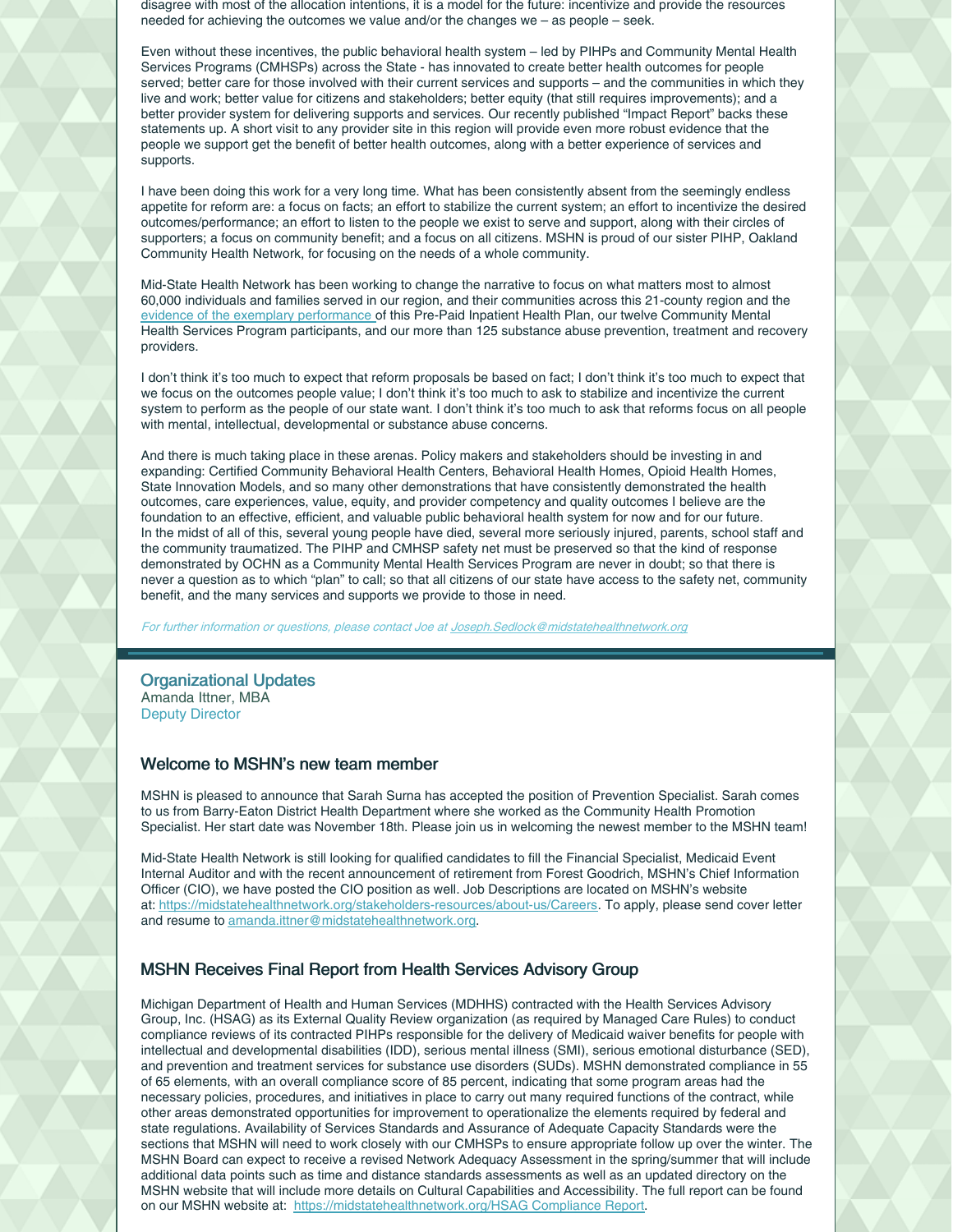disagree with most of the allocation intentions, it is a model for the future: incentivize and provide the resources needed for achieving the outcomes we value and/or the changes we – as people – seek.

Even without these incentives, the public behavioral health system – led by PIHPs and Community Mental Health Services Programs (CMHSPs) across the State - has innovated to create better health outcomes for people served; better care for those involved with their current services and supports – and the communities in which they live and work; better value for citizens and stakeholders; better equity (that still requires improvements); and a better provider system for delivering supports and services. Our recently published "Impact Report" backs these statements up. A short visit to any provider site in this region will provide even more robust evidence that the people we support get the benefit of better health outcomes, along with a better experience of services and supports.

I have been doing this work for a very long time. What has been consistently absent from the seemingly endless appetite for reform are: a focus on facts; an effort to stabilize the current system; an effort to incentivize the desired outcomes/performance; an effort to listen to the people we exist to serve and support, along with their circles of supporters; a focus on community benefit; and a focus on all citizens. MSHN is proud of our sister PIHP, Oakland Community Health Network, for focusing on the needs of a whole community.

Mid-State Health Network has been working to change the narrative to focus on what matters most to almost 60,000 individuals and families served in our region, and their communities across this 21-county region and the evidence of the exemplary performance of this Pre-Paid Inpatient Health Plan, our twelve Community Mental Health Services Program participants, and our more than 125 substance abuse prevention, treatment and recovery providers.

I don't think it's too much to expect that reform proposals be based on fact; I don't think it's too much to expect that we focus on the outcomes people value; I don't think it's too much to ask to stabilize and incentivize the current system to perform as the people of our state want. I don't think it's too much to ask that reforms focus on all people with mental, intellectual, developmental or substance abuse concerns.

And there is much taking place in these arenas. Policy makers and stakeholders should be investing in and expanding: Certified Community Behavioral Health Centers, Behavioral Health Homes, Opioid Health Homes, State Innovation Models, and so many other demonstrations that have consistently demonstrated the health outcomes, care experiences, value, equity, and provider competency and quality outcomes I believe are the foundation to an effective, efficient, and valuable public behavioral health system for now and for our future.
In the midst of all of this, several young people have died, several more seriously injured, parents, school staff and the community traumatized. The PIHP and CMHSP safety net must be preserved so that the kind of response demonstrated by OCHN as a Community Mental Health Services Program are never in doubt; so that there is never a question as to which "plan" to call; so that all citizens of our state have access to the safety net, community benefit, and the many services and supports we provide to those in need.

*For further information or questions, please contact Joe at Joseph.Sedlock@midstatehealthnetwork.org*

## Organizational Updates

Amanda Ittner, MBA
Deputy Director

### Welcome to MSHN's new team member

MSHN is pleased to announce that Sarah Surna has accepted the position of Prevention Specialist. Sarah comes to us from Barry-Eaton District Health Department where she worked as the Community Health Promotion Specialist. Her start date was November 18th. Please join us in welcoming the newest member to the MSHN team!

Mid-State Health Network is still looking for qualified candidates to fill the Financial Specialist, Medicaid Event Internal Auditor and with the recent announcement of retirement from Forest Goodrich, MSHN's Chief Information Officer (CIO), we have posted the CIO position as well. Job Descriptions are located on MSHN's website at: https://midstatehealthnetwork.org/stakeholders-resources/about-us/Careers. To apply, please send cover letter and resume to amanda.ittner@midstatehealthnetwork.org.

### MSHN Receives Final Report from Health Services Advisory Group

Michigan Department of Health and Human Services (MDHHS) contracted with the Health Services Advisory Group, Inc. (HSAG) as its External Quality Review organization (as required by Managed Care Rules) to conduct compliance reviews of its contracted PIHPs responsible for the delivery of Medicaid waiver benefits for people with intellectual and developmental disabilities (IDD), serious mental illness (SMI), serious emotional disturbance (SED), and prevention and treatment services for substance use disorders (SUDs). MSHN demonstrated compliance in 55 of 65 elements, with an overall compliance score of 85 percent, indicating that some program areas had the necessary policies, procedures, and initiatives in place to carry out many required functions of the contract, while other areas demonstrated opportunities for improvement to operationalize the elements required by federal and state regulations. Availability of Services Standards and Assurance of Adequate Capacity Standards were the sections that MSHN will need to work closely with our CMHSPs to ensure appropriate follow up over the winter. The MSHN Board can expect to receive a revised Network Adequacy Assessment in the spring/summer that will include additional data points such as time and distance standards assessments as well as an updated directory on the MSHN website that will include more details on Cultural Capabilities and Accessibility. The full report can be found on our MSHN website at: https://midstatehealthnetwork.org/HSAG Compliance Report.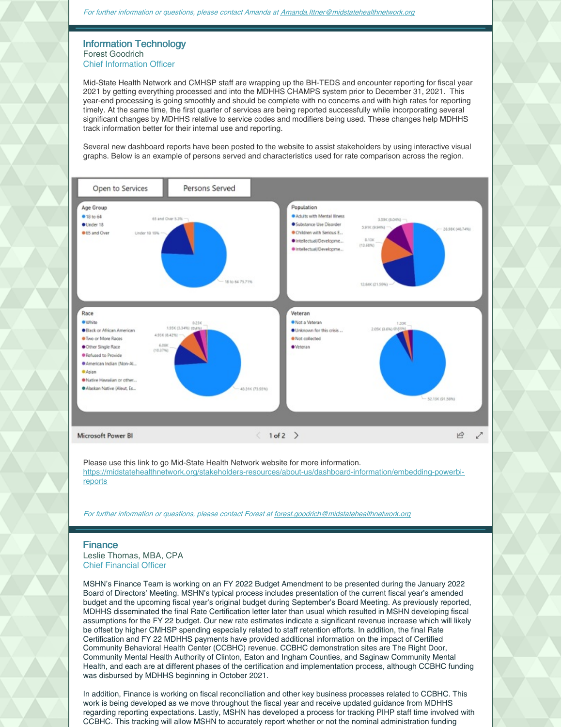*For further information or questions, please contact Amanda at Amanda.Ittner@midstatehealthnetwork.org*

## Information Technology

Forest Goodrich
Chief Information Officer

Mid-State Health Network and CMHSP staff are wrapping up the BH-TEDS and encounter reporting for fiscal year 2021 by getting everything processed and into the MDHHS CHAMPS system prior to December 31, 2021. This year-end processing is going smoothly and should be complete with no concerns and with high rates for reporting timely. At the same time, the first quarter of services are being reported successfully while incorporating several significant changes by MDHHS relative to service codes and modifiers being used. These changes help MDHHS track information better for their internal use and reporting.

Several new dashboard reports have been posted to the website to assist stakeholders by using interactive visual graphs. Below is an example of persons served and characteristics used for rate comparison across the region.

Open to Services | Persons Served

**Age Group**
- 18 to 64
- Under 18
- 65 and Over

65 and Over 5.3%; Under 18 19%; 18 to 64 75.71%

**Population**
- Adults with Mental Illness
- Substance Use Disorder
- Children with Serious E...
- Intellectual/Developme...
- Intellectual/Developme...

3.59K (6.04%); 5.91K (9.94%); 8.13K (13.68%); 12.84K (21.59%); 28.98K (48.74%)

**Race**
- White
- Black or African American
- Two or More Races
- Other Single Race
- Refused to Provide
- American Indian (Non-Al...
- Asian
- Native Hawaiian or other...
- Alaskan Native (Aleut, Es...

0.23K; 1.95K (3.34%) (0.4%); 4.93K (8.42%); 6.08K (10.37%); 43.31K (73.93%)

**Veteran**
- Not a Veteran
- Unknown for this crisis ...
- Not collected
- Veteran

1.33K; 2.05K (3.6%) (2.33%); 52.13K (91.50%)

Microsoft Power BI — 1 of 2

Please use this link to go Mid-State Health Network website for more information.
https://midstatehealthnetwork.org/stakeholders-resources/about-us/dashboard-information/embedding-powerbi-reports

*For further information or questions, please contact Forest at forest.goodrich@midstatehealthnetwork.org*

## Finance

Leslie Thomas, MBA, CPA
Chief Financial Officer

MSHN's Finance Team is working on an FY 2022 Budget Amendment to be presented during the January 2022 Board of Directors' Meeting. MSHN's typical process includes presentation of the current fiscal year's amended budget and the upcoming fiscal year's original budget during September's Board Meeting. As previously reported, MDHHS disseminated the final Rate Certification letter later than usual which resulted in MSHN developing fiscal assumptions for the FY 22 budget. Our new rate estimates indicate a significant revenue increase which will likely be offset by higher CMHSP spending especially related to staff retention efforts. In addition, the final Rate Certification and FY 22 MDHHS payments have provided additional information on the impact of Certified Community Behavioral Health Center (CCBHC) revenue. CCBHC demonstration sites are The Right Door, Community Mental Health Authority of Clinton, Eaton and Ingham Counties, and Saginaw Community Mental Health, and each are at different phases of the certification and implementation process, although CCBHC funding was disbursed by MDHHS beginning in October 2021.

In addition, Finance is working on fiscal reconciliation and other key business processes related to CCBHC. This work is being developed as we move throughout the fiscal year and receive updated guidance from MDHHS regarding reporting expectations. Lastly, MSHN has developed a process for tracking PIHP staff time involved with CCBHC. This tracking will allow MSHN to accurately report whether or not the nominal administration funding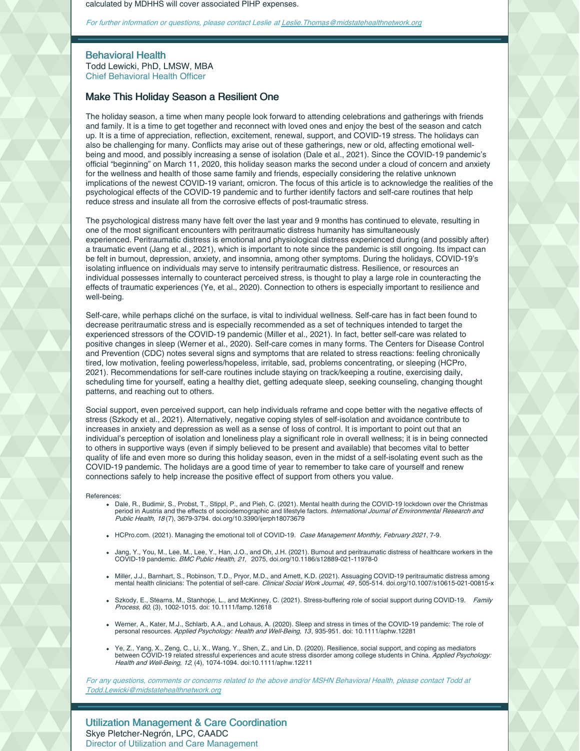calculated by MDHHS will cover associated PIHP expenses.

*For further information or questions, please contact Leslie at Leslie.Thomas@midstatehealthnetwork.org*

## Behavioral Health

Todd Lewicki, PhD, LMSW, MBA
Chief Behavioral Health Officer

### Make This Holiday Season a Resilient One

The holiday season, a time when many people look forward to attending celebrations and gatherings with friends and family. It is a time to get together and reconnect with loved ones and enjoy the best of the season and catch up. It is a time of appreciation, reflection, excitement, renewal, support, and COVID-19 stress. The holidays can also be challenging for many. Conflicts may arise out of these gatherings, new or old, affecting emotional well-being and mood, and possibly increasing a sense of isolation (Dale et al., 2021). Since the COVID-19 pandemic's official "beginning" on March 11, 2020, this holiday season marks the second under a cloud of concern and anxiety for the wellness and health of those same family and friends, especially considering the relative unknown implications of the newest COVID-19 variant, omicron. The focus of this article is to acknowledge the realities of the psychological effects of the COVID-19 pandemic and to further identify factors and self-care routines that help reduce stress and insulate all from the corrosive effects of post-traumatic stress.

The psychological distress many have felt over the last year and 9 months has continued to elevate, resulting in one of the most significant encounters with peritraumatic distress humanity has simultaneously experienced. Peritraumatic distress is emotional and physiological distress experienced during (and possibly after) a traumatic event (Jang et al., 2021), which is important to note since the pandemic is still ongoing. Its impact can be felt in burnout, depression, anxiety, and insomnia, among other symptoms. During the holidays, COVID-19's isolating influence on individuals may serve to intensify peritraumatic distress. Resilience, or resources an individual possesses internally to counteract perceived stress, is thought to play a large role in counteracting the effects of traumatic experiences (Ye, et al., 2020). Connection to others is especially important to resilience and well-being.

Self-care, while perhaps cliché on the surface, is vital to individual wellness. Self-care has in fact been found to decrease peritraumatic stress and is especially recommended as a set of techniques intended to target the experienced stressors of the COVID-19 pandemic (Miller et al., 2021). In fact, better self-care was related to positive changes in sleep (Werner et al., 2020). Self-care comes in many forms. The Centers for Disease Control and Prevention (CDC) notes several signs and symptoms that are related to stress reactions: feeling chronically tired, low motivation, feeling powerless/hopeless, irritable, sad, problems concentrating, or sleeping (HCPro, 2021). Recommendations for self-care routines include staying on track/keeping a routine, exercising daily, scheduling time for yourself, eating a healthy diet, getting adequate sleep, seeking counseling, changing thought patterns, and reaching out to others.

Social support, even perceived support, can help individuals reframe and cope better with the negative effects of stress (Szkody et al., 2021). Alternatively, negative coping styles of self-isolation and avoidance contribute to increases in anxiety and depression as well as a sense of loss of control. It is important to point out that an individual's perception of isolation and loneliness play a significant role in overall wellness; it is in being connected to others in supportive ways (even if simply believed to be present and available) that becomes vital to better quality of life and even more so during this holiday season, even in the midst of a self-isolating event such as the COVID-19 pandemic. The holidays are a good time of year to remember to take care of yourself and renew connections safely to help increase the positive effect of support from others you value.

References:

- Dale, R., Budimir, S., Probst, T., Stippl, P., and Pieh, C. (2021). Mental health during the COVID-19 lockdown over the Christmas period in Austria and the effects of sociodemographic and lifestyle factors. *International Journal of Environmental Research and Public Health, 18* (7), 3679-3794. doi.org/10.3390/ijerph18073679
- HCPro.com. (2021). Managing the emotional toll of COVID-19. *Case Management Monthly, February 2021*, 7-9.
- Jang, Y., You, M., Lee, M., Lee, Y., Han, J.O., and Oh, J.H. (2021). Burnout and peritraumatic distress of healthcare workers in the COVID-19 pandemic. *BMC Public Health, 21,* 2075, doi.org/10.1186/s12889-021-11978-0
- Miller, J.J., Barnhart, S., Robinson, T.D., Pryor, M.D., and Arnett, K.D. (2021). Assuaging COVID-19 peritraumatic distress among mental health clinicians: The potential of self-care. *Clinical Social Work Journal, 49* , 505-514. doi.org/10.1007/s10615-021-00815-x
- Szkody, E., Stearns, M., Stanhope, L., and McKinney, C. (2021). Stress-buffering role of social support during COVID-19. *Family Process, 60*, (3), 1002-1015. doi: 10.1111/famp.12618
- Werner, A., Kater, M.J., Schlarb, A.A., and Lohaus, A. (2020). Sleep and stress in times of the COVID-19 pandemic: The role of personal resources. *Applied Psychology: Health and Well-Being, 13*, 935-951. doi: 10.1111/aphw.12281
- Ye, Z., Yang, X., Zeng, C., Li, X., Wang, Y., Shen, Z., and Lin, D. (2020). Resilience, social support, and coping as mediators between COVID-19 related stressful experiences and acute stress disorder among college students in China. *Applied Psychology: Health and Well-Being, 12*, (4), 1074-1094. doi:10.1111/aphw.12211

*For any questions, comments or concerns related to the above and/or MSHN Behavioral Health, please contact Todd at Todd.Lewicki@midstatehealthnetwork.org*

## Utilization Management & Care Coordination

Skye Pletcher-Negrón, LPC, CAADC
Director of Utilization and Care Management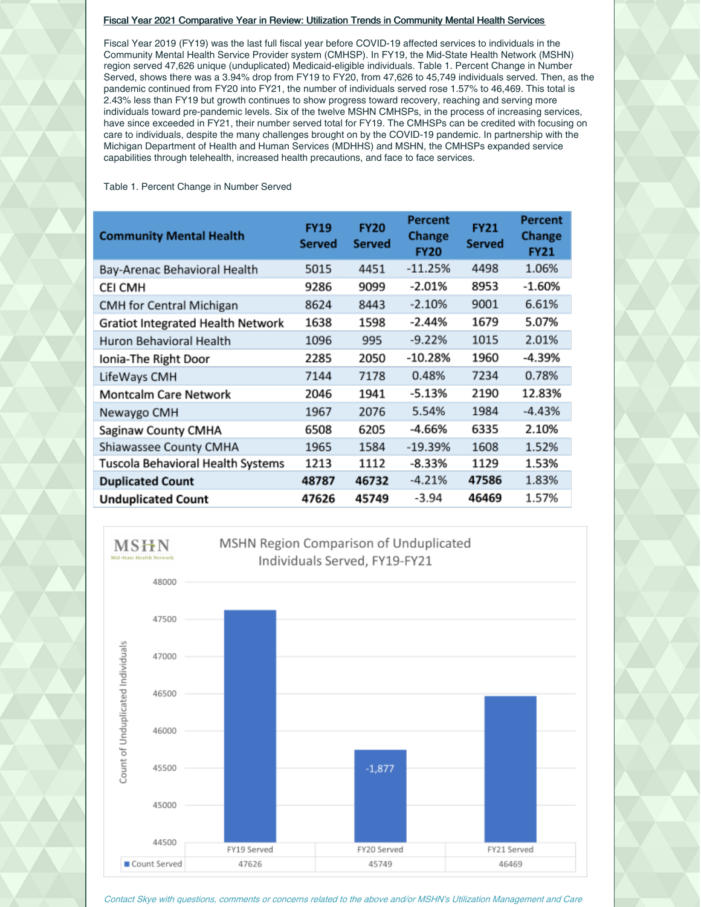**Fiscal Year 2021 Comparative Year in Review: Utilization Trends in Community Mental Health Services**

Fiscal Year 2019 (FY19) was the last full fiscal year before COVID-19 affected services to individuals in the Community Mental Health Service Provider system (CMHSP). In FY19, the Mid-State Health Network (MSHN) region served 47,626 unique (unduplicated) Medicaid-eligible individuals. Table 1. Percent Change in Number Served, shows there was a 3.94% drop from FY19 to FY20, from 47,626 to 45,749 individuals served. Then, as the pandemic continued from FY20 into FY21, the number of individuals served rose 1.57% to 46,469. This total is 2.43% less than FY19 but growth continues to show progress toward recovery, reaching and serving more individuals toward pre-pandemic levels. Six of the twelve MSHN CMHSPs, in the process of increasing services, have since exceeded in FY21, their number served total for FY19. The CMHSPs can be credited with focusing on care to individuals, despite the many challenges brought on by the COVID-19 pandemic. In partnership with the Michigan Department of Health and Human Services (MDHHS) and MSHN, the CMHSPs expanded service capabilities through telehealth, increased health precautions, and face to face services.

Table 1. Percent Change in Number Served

| Community Mental Health | FY19 Served | FY20 Served | Percent Change FY20 | FY21 Served | Percent Change FY21 |
|---|---|---|---|---|---|
| Bay-Arenac Behavioral Health | 5015 | 4451 | -11.25% | 4498 | 1.06% |
| CEI CMH | 9286 | 9099 | -2.01% | 8953 | -1.60% |
| CMH for Central Michigan | 8624 | 8443 | -2.10% | 9001 | 6.61% |
| Gratiot Integrated Health Network | 1638 | 1598 | -2.44% | 1679 | 5.07% |
| Huron Behavioral Health | 1096 | 995 | -9.22% | 1015 | 2.01% |
| Ionia-The Right Door | 2285 | 2050 | -10.28% | 1960 | -4.39% |
| LifeWays CMH | 7144 | 7178 | 0.48% | 7234 | 0.78% |
| Montcalm Care Network | 2046 | 1941 | -5.13% | 2190 | 12.83% |
| Newaygo CMH | 1967 | 2076 | 5.54% | 1984 | -4.43% |
| Saginaw County CMHA | 6508 | 6205 | -4.66% | 6335 | 2.10% |
| Shiawassee County CMHA | 1965 | 1584 | -19.39% | 1608 | 1.52% |
| Tuscola Behavioral Health Systems | 1213 | 1112 | -8.33% | 1129 | 1.53% |
| **Duplicated Count** | **48787** | **46732** | -4.21% | **47586** | 1.83% |
| **Unduplicated Count** | **47626** | **45749** | -3.94 | **46469** | 1.57% |

**MSHN Region Comparison of Unduplicated Individuals Served, FY19-FY21**

| | FY19 Served | FY20 Served | FY21 Served |
|---|---|---|---|
| Count Served | 47626 | 45749 | 46469 |

*Contact Skye with questions, comments or concerns related to the above and/or MSHN's Utilization Management and Care*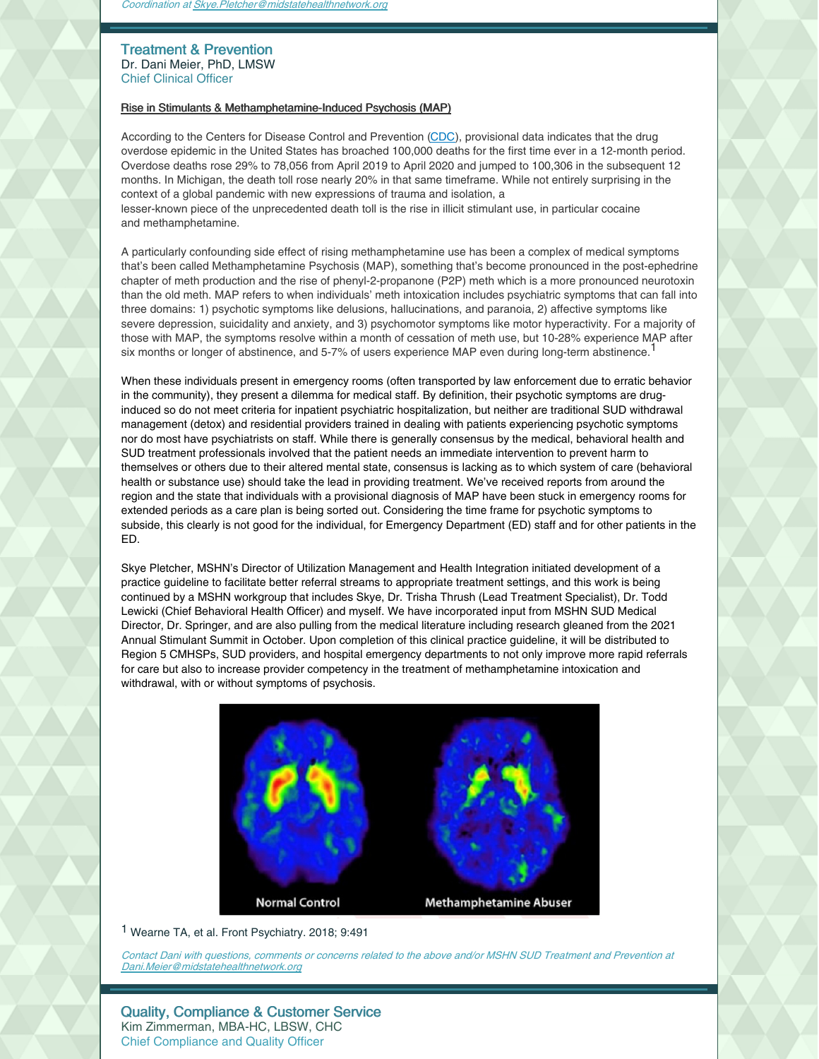*Coordination at Skye.Pletcher@midstatehealthnetwork.org*

## Treatment & Prevention

Dr. Dani Meier, PhD, LMSW
Chief Clinical Officer

**Rise in Stimulants & Methamphetamine-Induced Psychosis (MAP)**

According to the Centers for Disease Control and Prevention (CDC), provisional data indicates that the drug overdose epidemic in the United States has broached 100,000 deaths for the first time ever in a 12-month period. Overdose deaths rose 29% to 78,056 from April 2019 to April 2020 and jumped to 100,306 in the subsequent 12 months. In Michigan, the death toll rose nearly 20% in that same timeframe. While not entirely surprising in the context of a global pandemic with new expressions of trauma and isolation, a lesser-known piece of the unprecedented death toll is the rise in illicit stimulant use, in particular cocaine and methamphetamine.

A particularly confounding side effect of rising methamphetamine use has been a complex of medical symptoms that's been called Methamphetamine Psychosis (MAP), something that's become pronounced in the post-ephedrine chapter of meth production and the rise of phenyl-2-propanone (P2P) meth which is a more pronounced neurotoxin than the old meth. MAP refers to when individuals' meth intoxication includes psychiatric symptoms that can fall into three domains: 1) psychotic symptoms like delusions, hallucinations, and paranoia, 2) affective symptoms like severe depression, suicidality and anxiety, and 3) psychomotor symptoms like motor hyperactivity. For a majority of those with MAP, the symptoms resolve within a month of cessation of meth use, but 10-28% experience MAP after six months or longer of abstinence, and 5-7% of users experience MAP even during long-term abstinence.[1]

When these individuals present in emergency rooms (often transported by law enforcement due to erratic behavior in the community), they present a dilemma for medical staff. By definition, their psychotic symptoms are drug-induced so do not meet criteria for inpatient psychiatric hospitalization, but neither are traditional SUD withdrawal management (detox) and residential providers trained in dealing with patients experiencing psychotic symptoms nor do most have psychiatrists on staff. While there is generally consensus by the medical, behavioral health and SUD treatment professionals involved that the patient needs an immediate intervention to prevent harm to themselves or others due to their altered mental state, consensus is lacking as to which system of care (behavioral health or substance use) should take the lead in providing treatment. We've received reports from around the region and the state that individuals with a provisional diagnosis of MAP have been stuck in emergency rooms for extended periods as a care plan is being sorted out. Considering the time frame for psychotic symptoms to subside, this clearly is not good for the individual, for Emergency Department (ED) staff and for other patients in the ED.

Skye Pletcher, MSHN's Director of Utilization Management and Health Integration initiated development of a practice guideline to facilitate better referral streams to appropriate treatment settings, and this work is being continued by a MSHN workgroup that includes Skye, Dr. Trisha Thrush (Lead Treatment Specialist), Dr. Todd Lewicki (Chief Behavioral Health Officer) and myself. We have incorporated input from MSHN SUD Medical Director, Dr. Springer, and are also pulling from the medical literature including research gleaned from the 2021 Annual Stimulant Summit in October. Upon completion of this clinical practice guideline, it will be distributed to Region 5 CMHSPs, SUD providers, and hospital emergency departments to not only improve more rapid referrals for care but also to increase provider competency in the treatment of methamphetamine intoxication and withdrawal, with or without symptoms of psychosis.

Normal Control | Methamphetamine Abuser

[1] Wearne TA, et al. Front Psychiatry. 2018; 9:491

*Contact Dani with questions, comments or concerns related to the above and/or MSHN SUD Treatment and Prevention at Dani.Meier@midstatehealthnetwork.org*

## Quality, Compliance & Customer Service

Kim Zimmerman, MBA-HC, LBSW, CHC
Chief Compliance and Quality Officer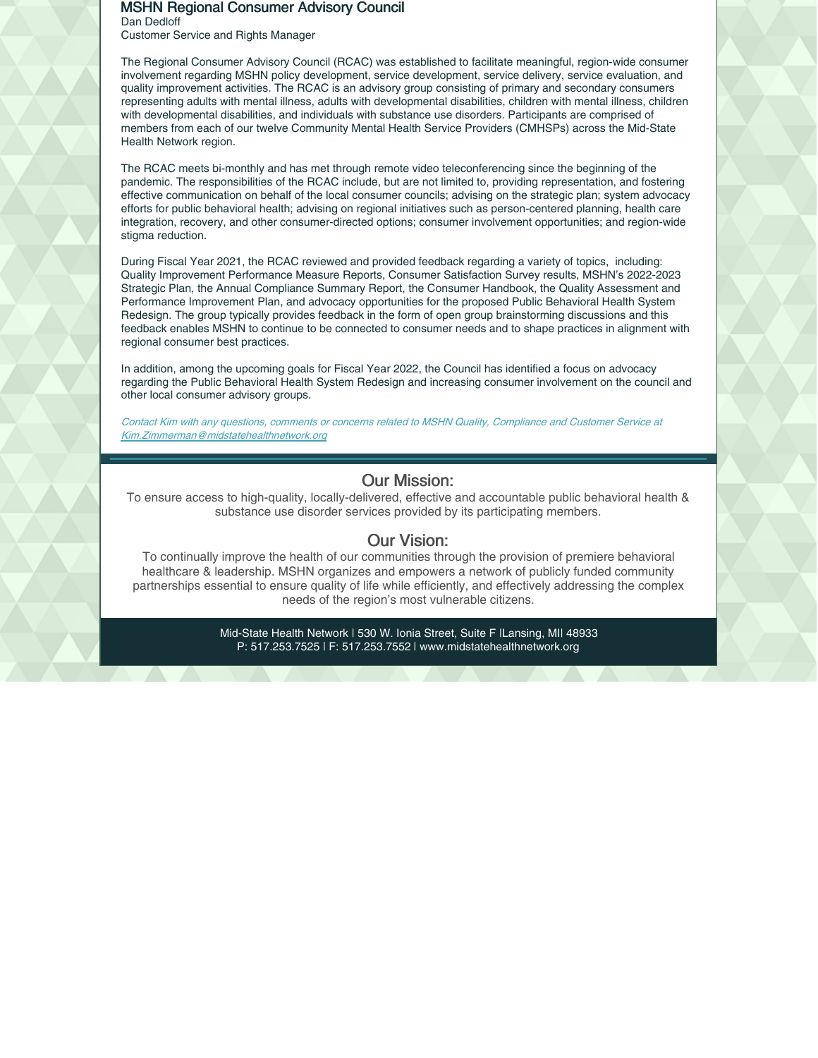## MSHN Regional Consumer Advisory Council

Dan Dedloff
Customer Service and Rights Manager

The Regional Consumer Advisory Council (RCAC) was established to facilitate meaningful, region-wide consumer involvement regarding MSHN policy development, service development, service delivery, service evaluation, and quality improvement activities. The RCAC is an advisory group consisting of primary and secondary consumers representing adults with mental illness, adults with developmental disabilities, children with mental illness, children with developmental disabilities, and individuals with substance use disorders. Participants are comprised of members from each of our twelve Community Mental Health Service Providers (CMHSPs) across the Mid-State Health Network region.

The RCAC meets bi-monthly and has met through remote video teleconferencing since the beginning of the pandemic. The responsibilities of the RCAC include, but are not limited to, providing representation, and fostering effective communication on behalf of the local consumer councils; advising on the strategic plan; system advocacy efforts for public behavioral health; advising on regional initiatives such as person-centered planning, health care integration, recovery, and other consumer-directed options; consumer involvement opportunities; and region-wide stigma reduction.

During Fiscal Year 2021, the RCAC reviewed and provided feedback regarding a variety of topics, including: Quality Improvement Performance Measure Reports, Consumer Satisfaction Survey results, MSHN's 2022-2023 Strategic Plan, the Annual Compliance Summary Report, the Consumer Handbook, the Quality Assessment and Performance Improvement Plan, and advocacy opportunities for the proposed Public Behavioral Health System Redesign. The group typically provides feedback in the form of open group brainstorming discussions and this feedback enables MSHN to continue to be connected to consumer needs and to shape practices in alignment with regional consumer best practices.

In addition, among the upcoming goals for Fiscal Year 2022, the Council has identified a focus on advocacy regarding the Public Behavioral Health System Redesign and increasing consumer involvement on the council and other local consumer advisory groups.

*Contact Kim with any questions, comments or concerns related to MSHN Quality, Compliance and Customer Service at Kim.Zimmerman@midstatehealthnetwork.org*

## Our Mission:

To ensure access to high-quality, locally-delivered, effective and accountable public behavioral health & substance use disorder services provided by its participating members.

## Our Vision:

To continually improve the health of our communities through the provision of premiere behavioral healthcare & leadership. MSHN organizes and empowers a network of publicly funded community partnerships essential to ensure quality of life while efficiently, and effectively addressing the complex needs of the region's most vulnerable citizens.

Mid-State Health Network | 530 W. Ionia Street, Suite F |Lansing, MI| 48933
P: 517.253.7525 | F: 517.253.7552 | www.midstatehealthnetwork.org